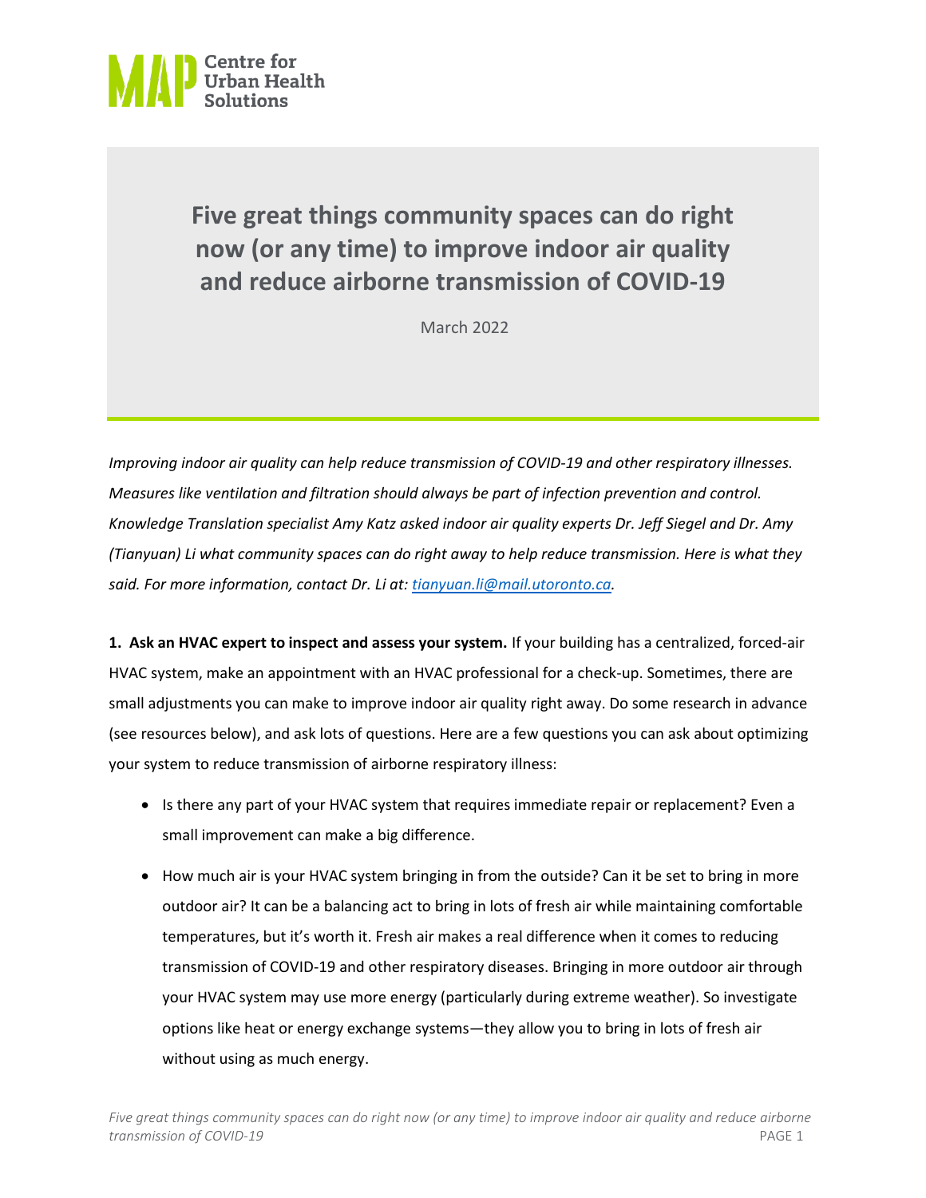MAP Centre for Urban Health Solutions

# Five great things community spaces can do right now (or any time) to improve indoor air quality and reduce airborne transmission of COVID-19

March 2022

*Improving indoor air quality can help reduce transmission of COVID-19 and other respiratory illnesses. Measures like ventilation and filtration should always be part of infection prevention and control. Knowledge Translation specialist Amy Katz asked indoor air quality experts Dr. Jeff Siegel and Dr. Amy (Tianyuan) Li what community spaces can do right away to help reduce transmission. Here is what they said. For more information, contact Dr. Li at: [tianyuan.li@mail.utoronto.ca](mailto:tianyuan.li@mail.utoronto.ca).*

**1. Ask an HVAC expert to inspect and assess your system.** If your building has a centralized, forced-air HVAC system, make an appointment with an HVAC professional for a check-up. Sometimes, there are small adjustments you can make to improve indoor air quality right away. Do some research in advance (see resources below), and ask lots of questions. Here are a few questions you can ask about optimizing your system to reduce transmission of airborne respiratory illness:

- Is there any part of your HVAC system that requires immediate repair or replacement? Even a small improvement can make a big difference.
- How much air is your HVAC system bringing in from the outside? Can it be set to bring in more outdoor air? It can be a balancing act to bring in lots of fresh air while maintaining comfortable temperatures, but it's worth it. Fresh air makes a real difference when it comes to reducing transmission of COVID-19 and other respiratory diseases. Bringing in more outdoor air through your HVAC system may use more energy (particularly during extreme weather). So investigate options like heat or energy exchange systems—they allow you to bring in lots of fresh air without using as much energy.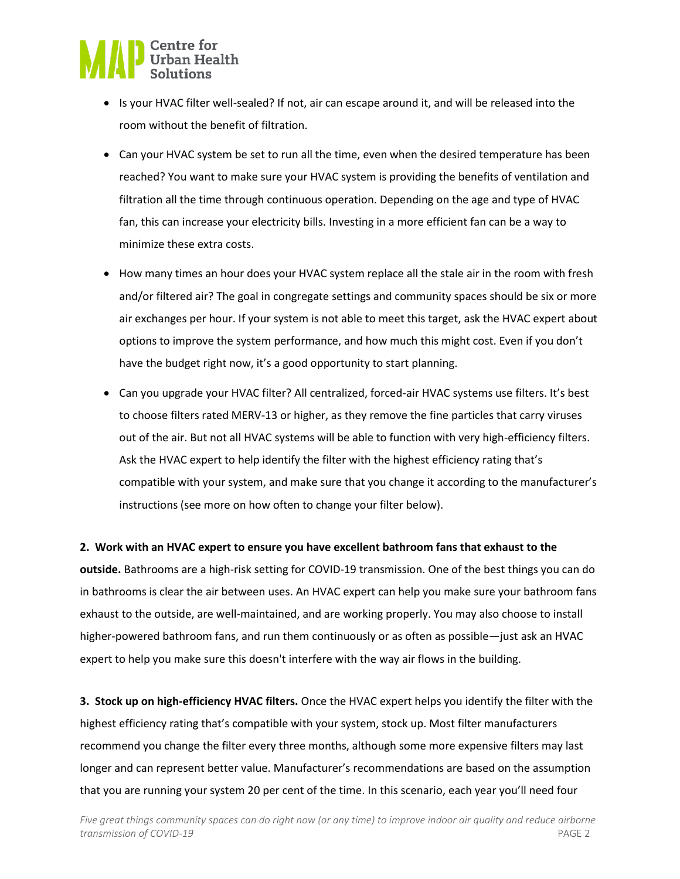- Is your HVAC filter well-sealed? If not, air can escape around it, and will be released into the room without the benefit of filtration.
- Can your HVAC system be set to run all the time, even when the desired temperature has been reached? You want to make sure your HVAC system is providing the benefits of ventilation and filtration all the time through continuous operation. Depending on the age and type of HVAC fan, this can increase your electricity bills. Investing in a more efficient fan can be a way to minimize these extra costs.
- How many times an hour does your HVAC system replace all the stale air in the room with fresh and/or filtered air? The goal in congregate settings and community spaces should be six or more air exchanges per hour. If your system is not able to meet this target, ask the HVAC expert about options to improve the system performance, and how much this might cost. Even if you don't have the budget right now, it's a good opportunity to start planning.
- Can you upgrade your HVAC filter? All centralized, forced-air HVAC systems use filters. It's best to choose filters rated MERV-13 or higher, as they remove the fine particles that carry viruses out of the air. But not all HVAC systems will be able to function with very high-efficiency filters. Ask the HVAC expert to help identify the filter with the highest efficiency rating that's compatible with your system, and make sure that you change it according to the manufacturer's instructions (see more on how often to change your filter below).

**2. Work with an HVAC expert to ensure you have excellent bathroom fans that exhaust to the outside.** Bathrooms are a high-risk setting for COVID-19 transmission. One of the best things you can do in bathrooms is clear the air between uses. An HVAC expert can help you make sure your bathroom fans exhaust to the outside, are well-maintained, and are working properly. You may also choose to install higher-powered bathroom fans, and run them continuously or as often as possible—just ask an HVAC expert to help you make sure this doesn't interfere with the way air flows in the building.

**3. Stock up on high-efficiency HVAC filters.** Once the HVAC expert helps you identify the filter with the highest efficiency rating that's compatible with your system, stock up. Most filter manufacturers recommend you change the filter every three months, although some more expensive filters may last longer and can represent better value. Manufacturer's recommendations are based on the assumption that you are running your system 20 per cent of the time. In this scenario, each year you'll need four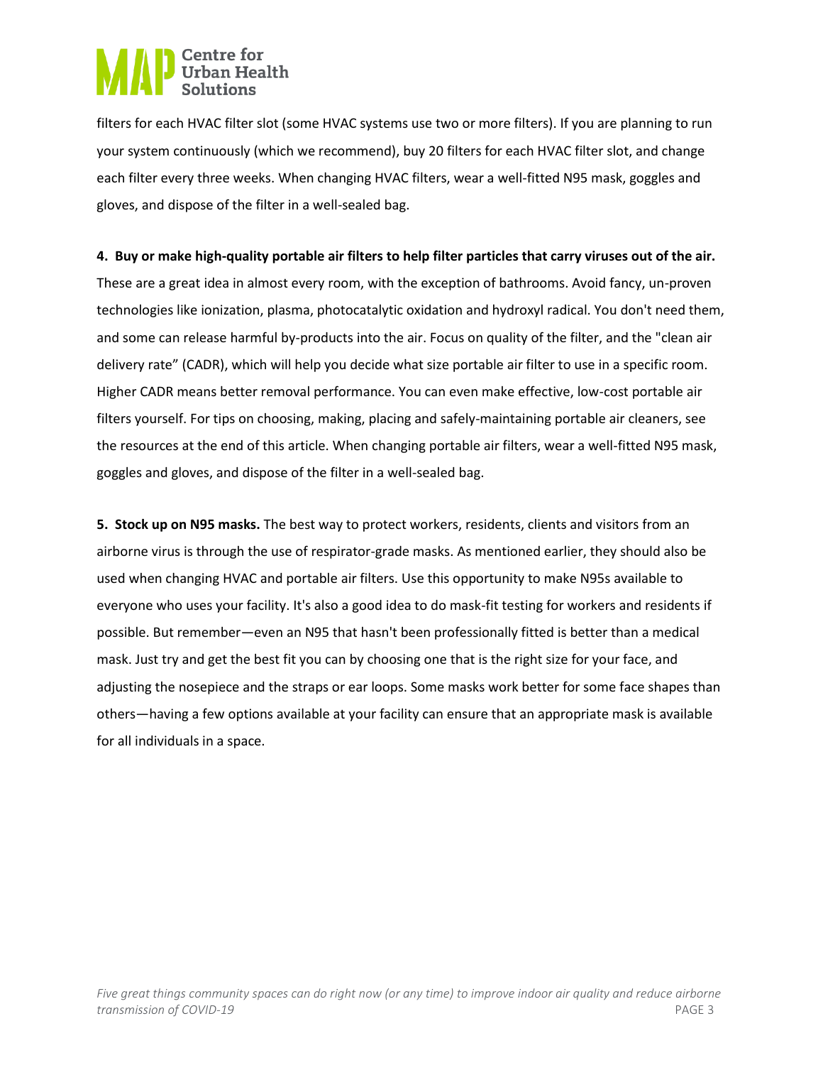filters for each HVAC filter slot (some HVAC systems use two or more filters). If you are planning to run your system continuously (which we recommend), buy 20 filters for each HVAC filter slot, and change each filter every three weeks. When changing HVAC filters, wear a well-fitted N95 mask, goggles and gloves, and dispose of the filter in a well-sealed bag.

**4. Buy or make high-quality portable air filters to help filter particles that carry viruses out of the air.** These are a great idea in almost every room, with the exception of bathrooms. Avoid fancy, un-proven technologies like ionization, plasma, photocatalytic oxidation and hydroxyl radical. You don't need them, and some can release harmful by-products into the air. Focus on quality of the filter, and the "clean air delivery rate" (CADR), which will help you decide what size portable air filter to use in a specific room. Higher CADR means better removal performance. You can even make effective, low-cost portable air filters yourself. For tips on choosing, making, placing and safely-maintaining portable air cleaners, see the resources at the end of this article. When changing portable air filters, wear a well-fitted N95 mask, goggles and gloves, and dispose of the filter in a well-sealed bag.

**5. Stock up on N95 masks.** The best way to protect workers, residents, clients and visitors from an airborne virus is through the use of respirator-grade masks. As mentioned earlier, they should also be used when changing HVAC and portable air filters. Use this opportunity to make N95s available to everyone who uses your facility. It's also a good idea to do mask-fit testing for workers and residents if possible. But remember—even an N95 that hasn't been professionally fitted is better than a medical mask. Just try and get the best fit you can by choosing one that is the right size for your face, and adjusting the nosepiece and the straps or ear loops. Some masks work better for some face shapes than others—having a few options available at your facility can ensure that an appropriate mask is available for all individuals in a space.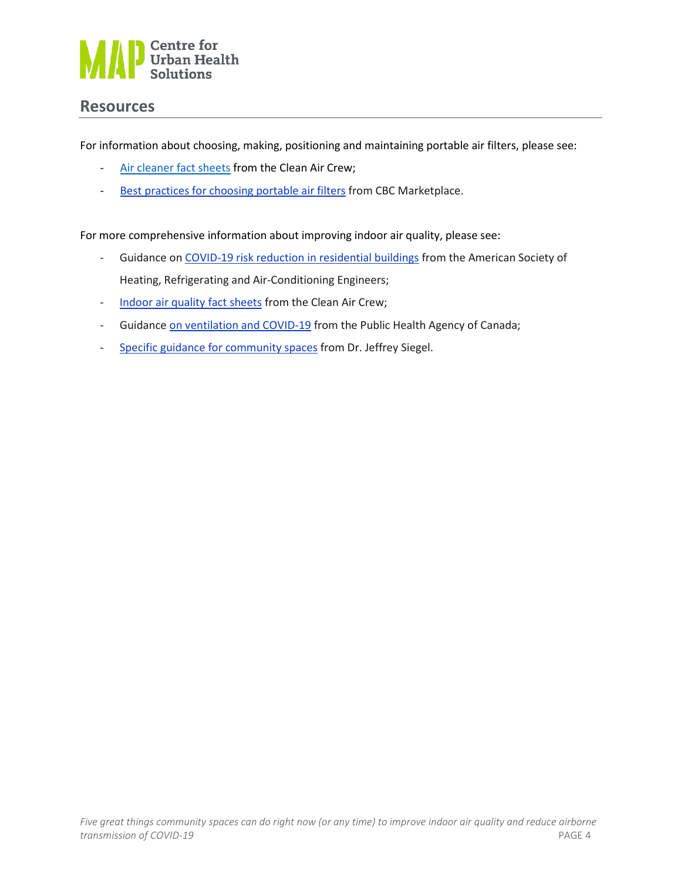## Resources

For information about choosing, making, positioning and maintaining portable air filters, please see:

- Air cleaner fact sheets from the Clean Air Crew;
- Best practices for choosing portable air filters from CBC Marketplace.

For more comprehensive information about improving indoor air quality, please see:

- Guidance on COVID-19 risk reduction in residential buildings from the American Society of Heating, Refrigerating and Air-Conditioning Engineers;
- Indoor air quality fact sheets from the Clean Air Crew;
- Guidance on ventilation and COVID-19 from the Public Health Agency of Canada;
- Specific guidance for community spaces from Dr. Jeffrey Siegel.